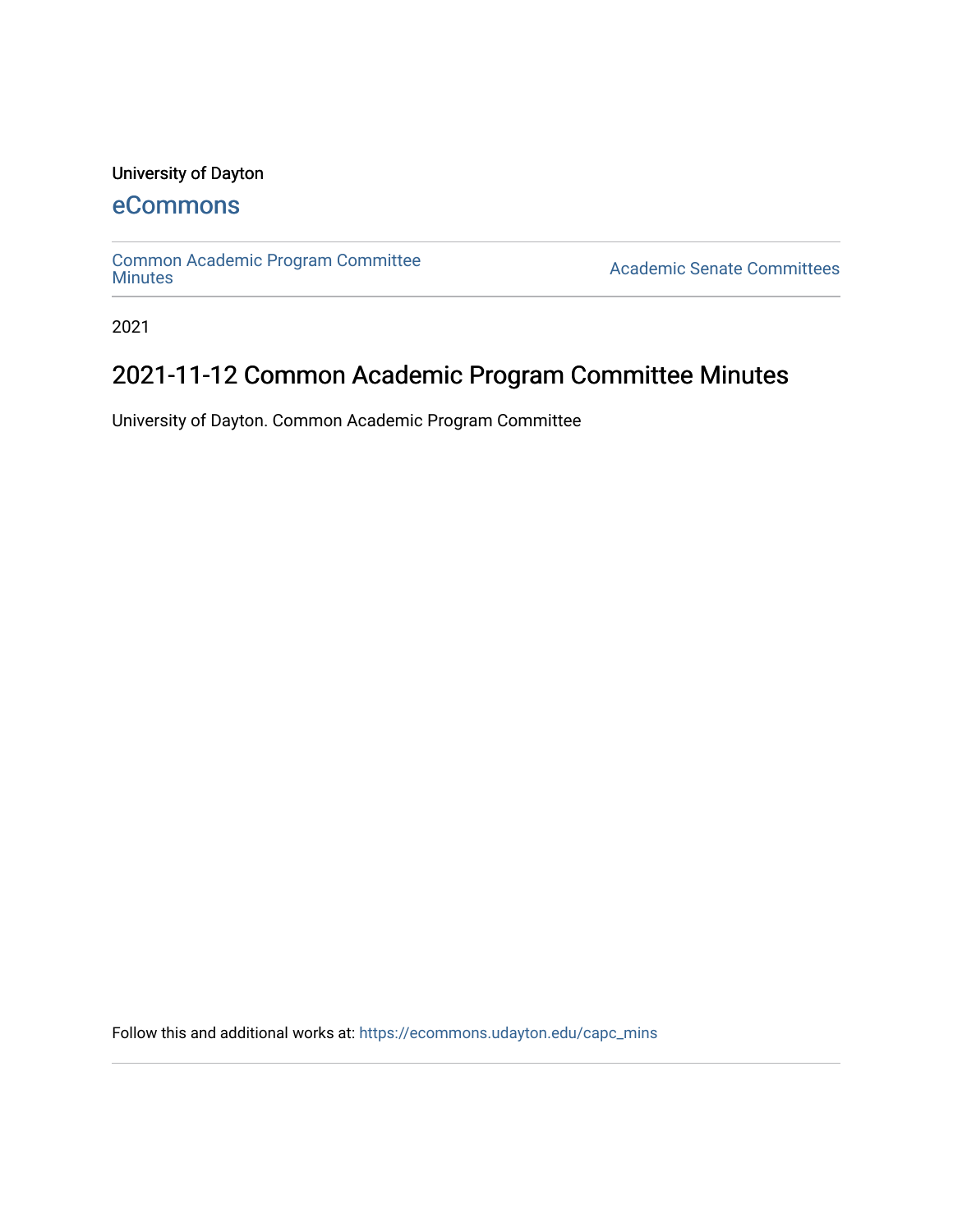University of Dayton

eCommons

Common Academic Program Committee Minutes

Academic Senate Committees

2021

# 2021-11-12 Common Academic Program Committee Minutes

University of Dayton. Common Academic Program Committee

Follow this and additional works at: https://ecommons.udayton.edu/capc_mins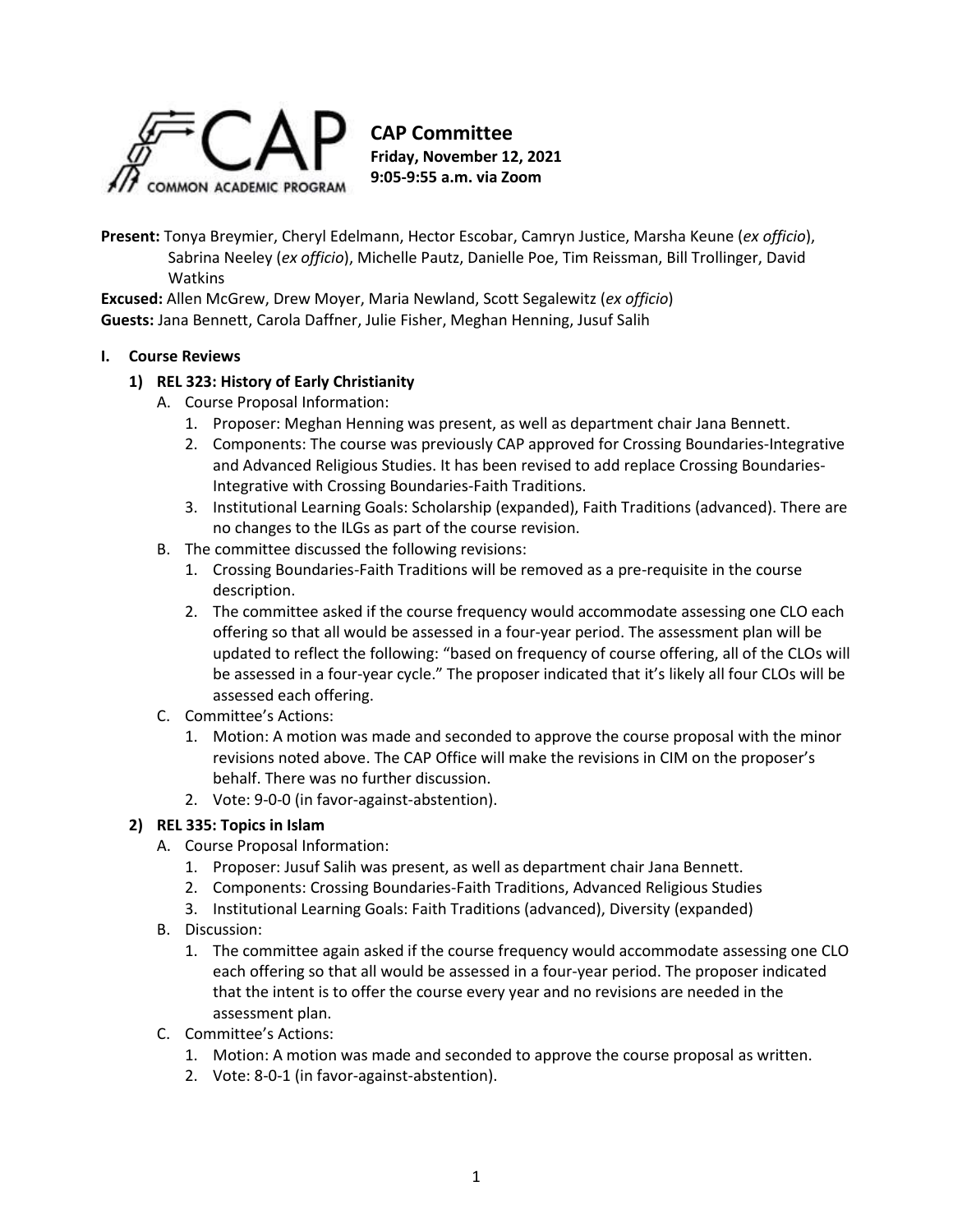**CAP Committee**
**Friday, November 12, 2021**
**9:05-9:55 a.m. via Zoom**

**Present:** Tonya Breymier, Cheryl Edelmann, Hector Escobar, Camryn Justice, Marsha Keune (*ex officio*), Sabrina Neeley (*ex officio*), Michelle Pautz, Danielle Poe, Tim Reissman, Bill Trollinger, David Watkins

**Excused:** Allen McGrew, Drew Moyer, Maria Newland, Scott Segalewitz (*ex officio*)

**Guests:** Jana Bennett, Carola Daffner, Julie Fisher, Meghan Henning, Jusuf Salih

## I. Course Reviews

### 1) REL 323: History of Early Christianity

A. Course Proposal Information:
   1. Proposer: Meghan Henning was present, as well as department chair Jana Bennett.
   2. Components: The course was previously CAP approved for Crossing Boundaries-Integrative and Advanced Religious Studies. It has been revised to add replace Crossing Boundaries-Integrative with Crossing Boundaries-Faith Traditions.
   3. Institutional Learning Goals: Scholarship (expanded), Faith Traditions (advanced). There are no changes to the ILGs as part of the course revision.

B. The committee discussed the following revisions:
   1. Crossing Boundaries-Faith Traditions will be removed as a pre-requisite in the course description.
   2. The committee asked if the course frequency would accommodate assessing one CLO each offering so that all would be assessed in a four-year period. The assessment plan will be updated to reflect the following: "based on frequency of course offering, all of the CLOs will be assessed in a four-year cycle." The proposer indicated that it's likely all four CLOs will be assessed each offering.

C. Committee's Actions:
   1. Motion: A motion was made and seconded to approve the course proposal with the minor revisions noted above. The CAP Office will make the revisions in CIM on the proposer's behalf. There was no further discussion.
   2. Vote: 9-0-0 (in favor-against-abstention).

### 2) REL 335: Topics in Islam

A. Course Proposal Information:
   1. Proposer: Jusuf Salih was present, as well as department chair Jana Bennett.
   2. Components: Crossing Boundaries-Faith Traditions, Advanced Religious Studies
   3. Institutional Learning Goals: Faith Traditions (advanced), Diversity (expanded)

B. Discussion:
   1. The committee again asked if the course frequency would accommodate assessing one CLO each offering so that all would be assessed in a four-year period. The proposer indicated that the intent is to offer the course every year and no revisions are needed in the assessment plan.

C. Committee's Actions:
   1. Motion: A motion was made and seconded to approve the course proposal as written.
   2. Vote: 8-0-1 (in favor-against-abstention).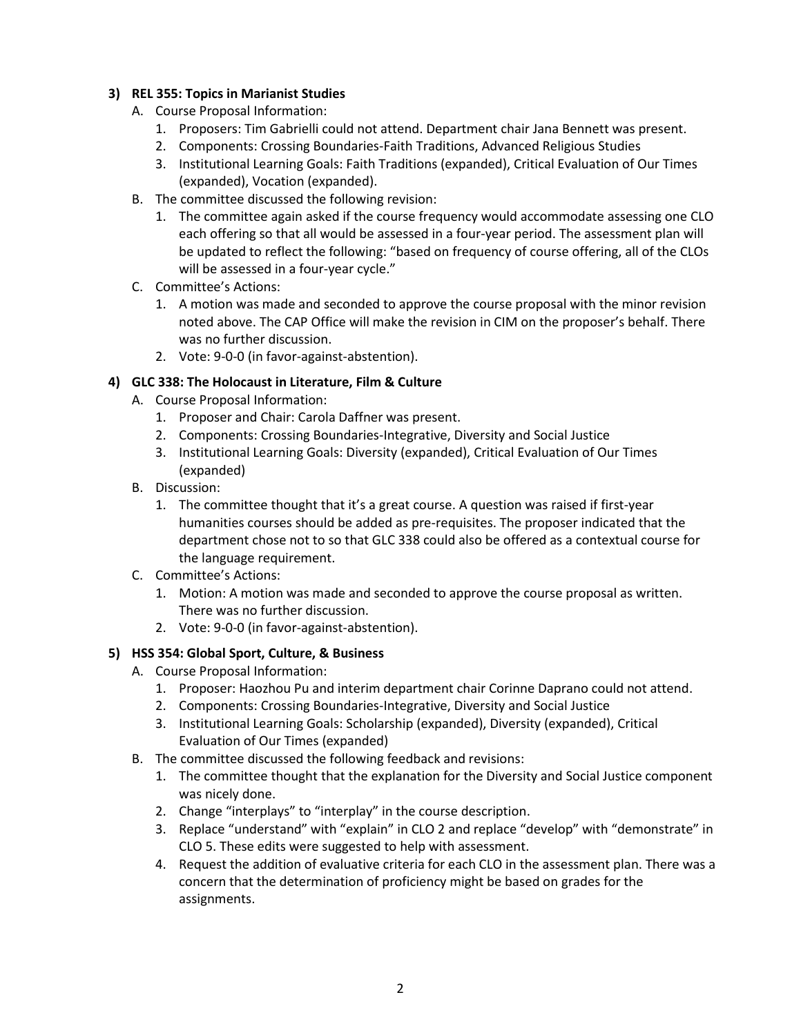**3) REL 355: Topics in Marianist Studies**

A. Course Proposal Information:
   1. Proposers: Tim Gabrielli could not attend. Department chair Jana Bennett was present.
   2. Components: Crossing Boundaries-Faith Traditions, Advanced Religious Studies
   3. Institutional Learning Goals: Faith Traditions (expanded), Critical Evaluation of Our Times (expanded), Vocation (expanded).

B. The committee discussed the following revision:
   1. The committee again asked if the course frequency would accommodate assessing one CLO each offering so that all would be assessed in a four-year period. The assessment plan will be updated to reflect the following: "based on frequency of course offering, all of the CLOs will be assessed in a four-year cycle."

C. Committee's Actions:
   1. A motion was made and seconded to approve the course proposal with the minor revision noted above. The CAP Office will make the revision in CIM on the proposer's behalf. There was no further discussion.
   2. Vote: 9-0-0 (in favor-against-abstention).

**4) GLC 338: The Holocaust in Literature, Film & Culture**

A. Course Proposal Information:
   1. Proposer and Chair: Carola Daffner was present.
   2. Components: Crossing Boundaries-Integrative, Diversity and Social Justice
   3. Institutional Learning Goals: Diversity (expanded), Critical Evaluation of Our Times (expanded)

B. Discussion:
   1. The committee thought that it's a great course. A question was raised if first-year humanities courses should be added as pre-requisites. The proposer indicated that the department chose not to so that GLC 338 could also be offered as a contextual course for the language requirement.

C. Committee's Actions:
   1. Motion: A motion was made and seconded to approve the course proposal as written. There was no further discussion.
   2. Vote: 9-0-0 (in favor-against-abstention).

**5) HSS 354: Global Sport, Culture, & Business**

A. Course Proposal Information:
   1. Proposer: Haozhou Pu and interim department chair Corinne Daprano could not attend.
   2. Components: Crossing Boundaries-Integrative, Diversity and Social Justice
   3. Institutional Learning Goals: Scholarship (expanded), Diversity (expanded), Critical Evaluation of Our Times (expanded)

B. The committee discussed the following feedback and revisions:
   1. The committee thought that the explanation for the Diversity and Social Justice component was nicely done.
   2. Change "interplays" to "interplay" in the course description.
   3. Replace "understand" with "explain" in CLO 2 and replace "develop" with "demonstrate" in CLO 5. These edits were suggested to help with assessment.
   4. Request the addition of evaluative criteria for each CLO in the assessment plan. There was a concern that the determination of proficiency might be based on grades for the assignments.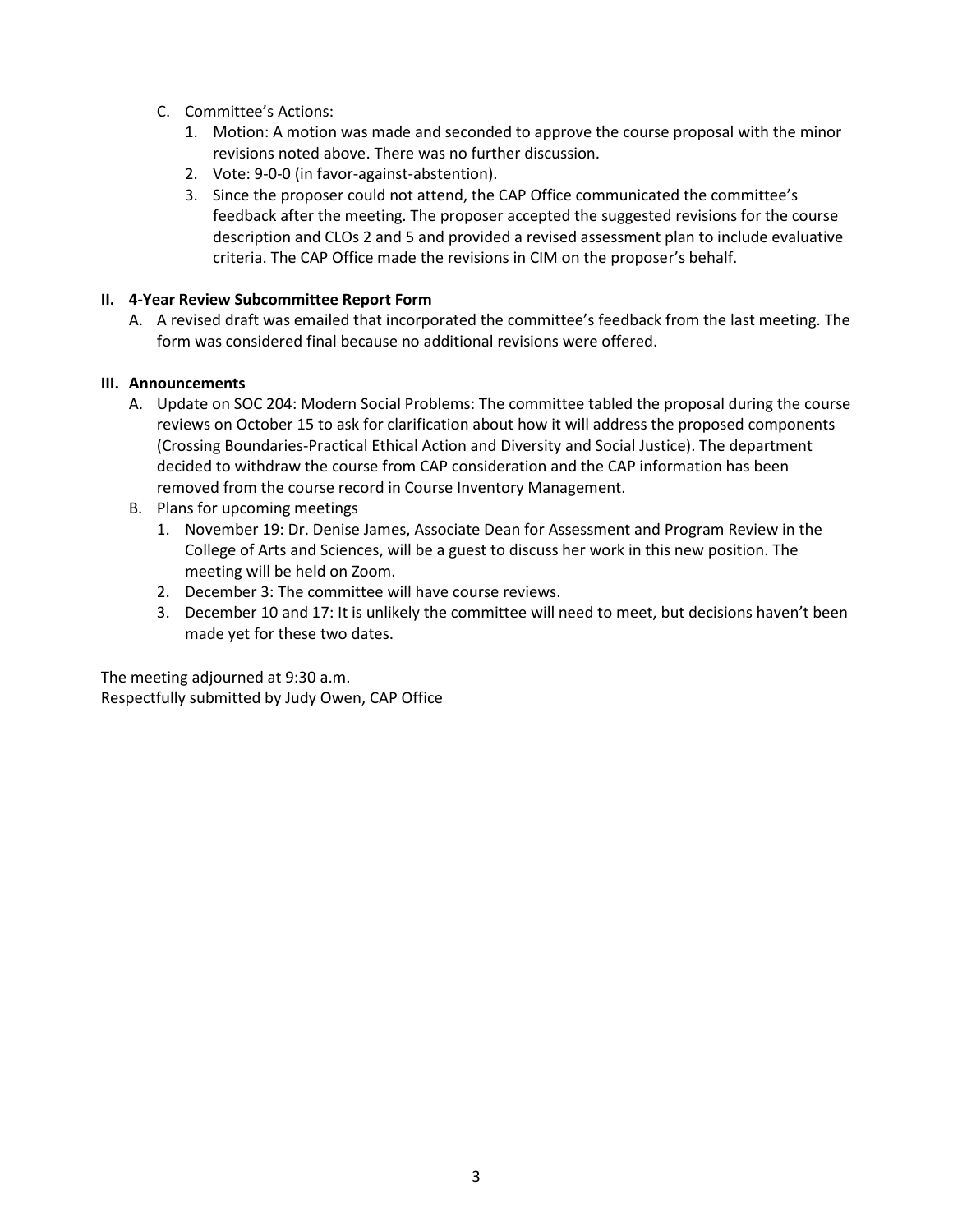C. Committee's Actions:
   1. Motion: A motion was made and seconded to approve the course proposal with the minor revisions noted above. There was no further discussion.
   2. Vote: 9-0-0 (in favor-against-abstention).
   3. Since the proposer could not attend, the CAP Office communicated the committee's feedback after the meeting. The proposer accepted the suggested revisions for the course description and CLOs 2 and 5 and provided a revised assessment plan to include evaluative criteria. The CAP Office made the revisions in CIM on the proposer's behalf.

**II. 4-Year Review Subcommittee Report Form**

A. A revised draft was emailed that incorporated the committee's feedback from the last meeting. The form was considered final because no additional revisions were offered.

**III. Announcements**

A. Update on SOC 204: Modern Social Problems: The committee tabled the proposal during the course reviews on October 15 to ask for clarification about how it will address the proposed components (Crossing Boundaries-Practical Ethical Action and Diversity and Social Justice). The department decided to withdraw the course from CAP consideration and the CAP information has been removed from the course record in Course Inventory Management.

B. Plans for upcoming meetings
   1. November 19: Dr. Denise James, Associate Dean for Assessment and Program Review in the College of Arts and Sciences, will be a guest to discuss her work in this new position. The meeting will be held on Zoom.
   2. December 3: The committee will have course reviews.
   3. December 10 and 17: It is unlikely the committee will need to meet, but decisions haven't been made yet for these two dates.

The meeting adjourned at 9:30 a.m.
Respectfully submitted by Judy Owen, CAP Office